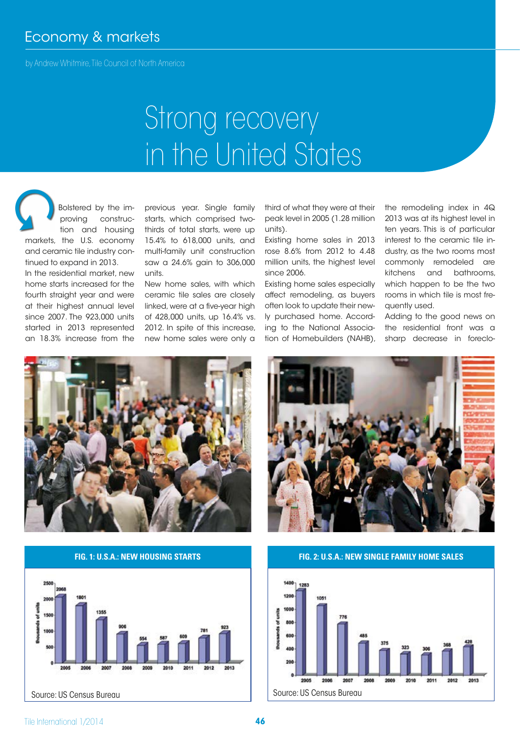# Economy & markets

by Andrew Whitmire, Tile Council of North America

## Strong recovery in the United States

Bolstered by the improving construction and housing markets, the U.S. economy and ceramic tile industry continued to expand in 2013.

In the residential market, new home starts increased for the fourth straight year and were at their highest annual level since 2007. The 923,000 units started in 2013 represented an 18.3% increase from the previous year. Single family starts, which comprised two-thirds of total starts, were up 15.4% to 618,000 units, and multi-family unit construction saw a 24.6% gain to 306,000 units.

New home sales, with which ceramic tile sales are closely linked, were at a five-year high of 428,000 units, up 16.4% vs. 2012. In spite of this increase, new home sales were only a third of what they were at their peak level in 2005 (1.28 million units).

Existing home sales in 2013 rose 8.6% from 2012 to 4.48 million units, the highest level since 2006.

Existing home sales especially affect remodeling, as buyers often look to update their newly purchased home. According to the National Association of Homebuilders (NAHB), the remodeling index in 4Q 2013 was at its highest level in ten years. This is of particular interest to the ceramic tile industry, as the two rooms most commonly remodeled are kitchens and bathrooms, which happen to be the two rooms in which tile is most frequently used.

Adding to the good news on the residential front was a sharp decrease in foreclo-

**FIG. 1: U.S.A.: NEW HOUSING STARTS**

| Year | Thousands of units |
|---|---|
| 2005 | 2068 |
| 2006 | 1801 |
| 2007 | 1355 |
| 2008 | 906 |
| 2009 | 554 |
| 2010 | 587 |
| 2011 | 609 |
| 2012 | 781 |
| 2013 | 923 |

Source: US Census Bureau

**FIG. 2: U.S.A.: NEW SINGLE FAMILY HOME SALES**

| Year | Thousands of units |
|---|---|
| 2005 | 1283 |
| 2006 | 1051 |
| 2007 | 776 |
| 2008 | 485 |
| 2009 | 375 |
| 2010 | 323 |
| 2011 | 306 |
| 2012 | 368 |
| 2013 | 428 |

Source: US Census Bureau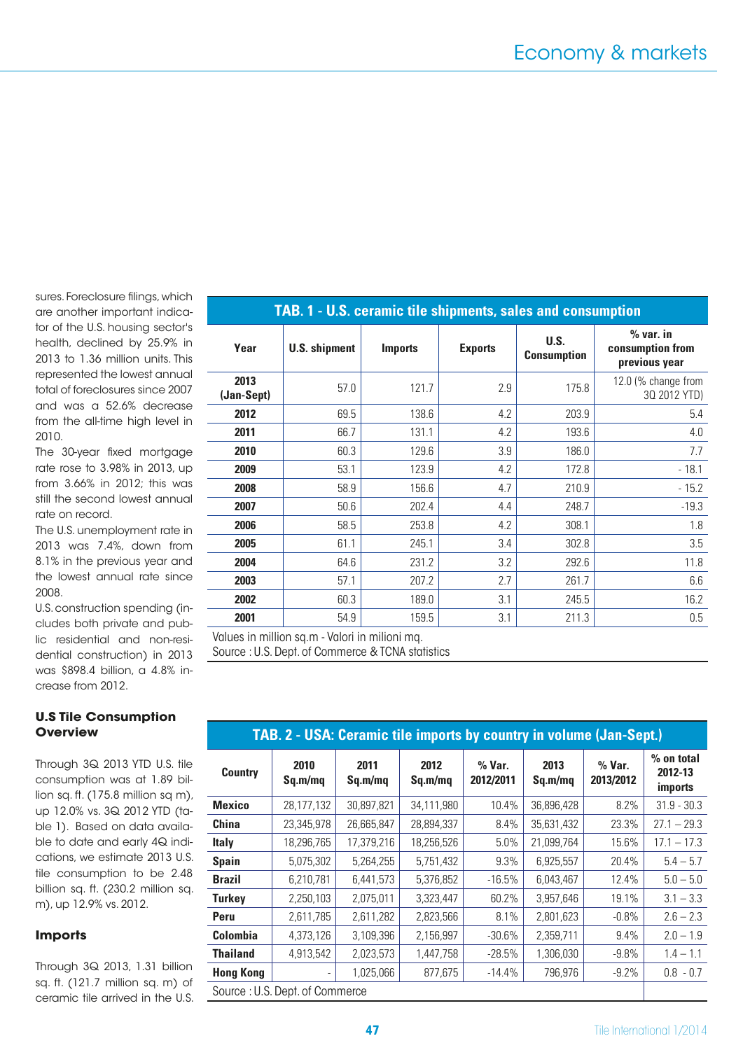sures. Foreclosure filings, which are another important indicator of the U.S. housing sector's health, declined by 25.9% in 2013 to 1.36 million units. This represented the lowest annual total of foreclosures since 2007 and was a 52.6% decrease from the all-time high level in 2010.

The 30-year fixed mortgage rate rose to 3.98% in 2013, up from 3.66% in 2012; this was still the second lowest annual rate on record.

The U.S. unemployment rate in 2013 was 7.4%, down from 8.1% in the previous year and the lowest annual rate since 2008.

U.S. construction spending (includes both private and public residential and non-residential construction) in 2013 was $898.4 billion, a 4.8% increase from 2012.

**U.S Tile Consumption Overview**

Through 3Q 2013 YTD U.S. tile consumption was at 1.89 billion sq. ft. (175.8 million sq m), up 12.0% vs. 3Q 2012 YTD (table 1). Based on data available to date and early 4Q indications, we estimate 2013 U.S. tile consumption to be 2.48 billion sq. ft. (230.2 million sq. m), up 12.9% vs. 2012.

**Imports**

Through 3Q 2013, 1.31 billion sq. ft. (121.7 million sq. m) of ceramic tile arrived in the U.S.

**TAB. 1 - U.S. ceramic tile shipments, sales and consumption**

| Year | U.S. shipment | Imports | Exports | U.S. Consumption | % var. in consumption from previous year |
|---|---|---|---|---|---|
| 2013 (Jan-Sept) | 57.0 | 121.7 | 2.9 | 175.8 | 12.0 (% change from 3Q 2012 YTD) |
| 2012 | 69.5 | 138.6 | 4.2 | 203.9 | 5.4 |
| 2011 | 66.7 | 131.1 | 4.2 | 193.6 | 4.0 |
| 2010 | 60.3 | 129.6 | 3.9 | 186.0 | 7.7 |
| 2009 | 53.1 | 123.9 | 4.2 | 172.8 | - 18.1 |
| 2008 | 58.9 | 156.6 | 4.7 | 210.9 | - 15.2 |
| 2007 | 50.6 | 202.4 | 4.4 | 248.7 | -19.3 |
| 2006 | 58.5 | 253.8 | 4.2 | 308.1 | 1.8 |
| 2005 | 61.1 | 245.1 | 3.4 | 302.8 | 3.5 |
| 2004 | 64.6 | 231.2 | 3.2 | 292.6 | 11.8 |
| 2003 | 57.1 | 207.2 | 2.7 | 261.7 | 6.6 |
| 2002 | 60.3 | 189.0 | 3.1 | 245.5 | 16.2 |
| 2001 | 54.9 | 159.5 | 3.1 | 211.3 | 0.5 |

Values in million sq.m - Valori in milioni mq.
Source : U.S. Dept. of Commerce & TCNA statistics

**TAB. 2 - USA: Ceramic tile imports by country in volume (Jan-Sept.)**

| Country | 2010 Sq.m/mq | 2011 Sq.m/mq | 2012 Sq.m/mq | % Var. 2012/2011 | 2013 Sq.m/mq | % Var. 2013/2012 | % on total 2012-13 imports |
|---|---|---|---|---|---|---|---|
| Mexico | 28,177,132 | 30,897,821 | 34,111,980 | 10.4% | 36,896,428 | 8.2% | 31.9 - 30.3 |
| China | 23,345,978 | 26,665,847 | 28,894,337 | 8.4% | 35,631,432 | 23.3% | 27.1 – 29.3 |
| Italy | 18,296,765 | 17,379,216 | 18,256,526 | 5.0% | 21,099,764 | 15.6% | 17.1 – 17.3 |
| Spain | 5,075,302 | 5,264,255 | 5,751,432 | 9.3% | 6,925,557 | 20.4% | 5.4 – 5.7 |
| Brazil | 6,210,781 | 6,441,573 | 5,376,852 | -16.5% | 6,043,467 | 12.4% | 5.0 – 5.0 |
| Turkey | 2,250,103 | 2,075,011 | 3,323,447 | 60.2% | 3,957,646 | 19.1% | 3.1 – 3.3 |
| Peru | 2,611,785 | 2,611,282 | 2,823,566 | 8.1% | 2,801,623 | -0.8% | 2.6 – 2.3 |
| Colombia | 4,373,126 | 3,109,396 | 2,156,997 | -30.6% | 2,359,711 | 9.4% | 2.0 – 1.9 |
| Thailand | 4,913,542 | 2,023,573 | 1,447,758 | -28.5% | 1,306,030 | -9.8% | 1.4 – 1.1 |
| Hong Kong | - | 1,025,066 | 877,675 | -14.4% | 796,976 | -9.2% | 0.8 - 0.7 |

Source : U.S. Dept. of Commerce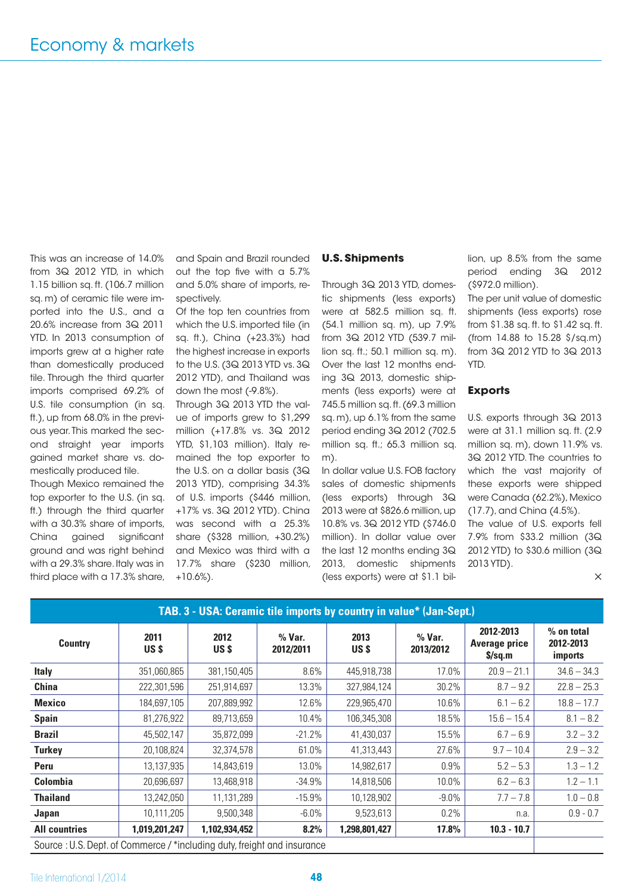This was an increase of 14.0% from 3Q 2012 YTD, in which 1.15 billion sq. ft. (106.7 million sq. m) of ceramic tile were imported into the U.S., and a 20.6% increase from 3Q 2011 YTD. In 2013 consumption of imports grew at a higher rate than domestically produced tile. Through the third quarter imports comprised 69.2% of U.S. tile consumption (in sq. ft.), up from 68.0% in the previous year. This marked the second straight year imports gained market share vs. domestically produced tile.

Though Mexico remained the top exporter to the U.S. (in sq. ft.) through the third quarter with a 30.3% share of imports, China gained significant ground and was right behind with a 29.3% share. Italy was in third place with a 17.3% share, and Spain and Brazil rounded out the top five with a 5.7% and 5.0% share of imports, respectively.

Of the top ten countries from which the U.S. imported tile (in sq. ft.), China (+23.3%) had the highest increase in exports to the U.S. (3Q 2013 YTD vs. 3Q 2012 YTD), and Thailand was down the most (-9.8%).

Through 3Q 2013 YTD the value of imports grew to $1,299 million (+17.8% vs. 3Q 2012 YTD, $1,103 million). Italy remained the top exporter to the U.S. on a dollar basis (3Q 2013 YTD), comprising 34.3% of U.S. imports ($446 million, +17% vs. 3Q 2012 YTD). China was second with a 25.3% share ($328 million, +30.2%) and Mexico was third with a 17.7% share ($230 million, +10.6%).

## U.S. Shipments

Through 3Q 2013 YTD, domestic shipments (less exports) were at 582.5 million sq. ft. (54.1 million sq. m), up 7.9% from 3Q 2012 YTD (539.7 million sq. ft.; 50.1 million sq. m). Over the last 12 months ending 3Q 2013, domestic shipments (less exports) were at 745.5 million sq. ft. (69.3 million sq. m), up 6.1% from the same period ending 3Q 2012 (702.5 million sq. ft.; 65.3 million sq. m).

In dollar value U.S. FOB factory sales of domestic shipments (less exports) through 3Q 2013 were at $826.6 million, up 10.8% vs. 3Q 2012 YTD ($746.0 million). In dollar value over the last 12 months ending 3Q 2013, domestic shipments (less exports) were at $1.1 billion, up 8.5% from the same period ending 3Q 2012 ($972.0 million).

The per unit value of domestic shipments (less exports) rose from $1.38 sq. ft. to $1.42 sq. ft. (from 14.88 to 15.28 $/sq.m) from 3Q 2012 YTD to 3Q 2013 YTD.

## Exports

U.S. exports through 3Q 2013 were at 31.1 million sq. ft. (2.9 million sq. m), down 11.9% vs. 3Q 2012 YTD. The countries to which the vast majority of these exports were shipped were Canada (62.2%), Mexico (17.7), and China (4.5%).

The value of U.S. exports fell 7.9% from $33.2 million (3Q 2012 YTD) to $30.6 million (3Q 2013 YTD).

| TAB. 3 - USA: Ceramic tile imports by country in value* (Jan-Sept.) | | | | | | | |
|---|---|---|---|---|---|---|---|
| **Country** | **2011 US $** | **2012 US $** | **% Var. 2012/2011** | **2013 US $** | **% Var. 2013/2012** | **2012-2013 Average price $/sq.m** | **% on total 2012-2013 imports** |
| **Italy** | 351,060,865 | 381,150,405 | 8.6% | 445,918,738 | 17.0% | 20.9 – 21.1 | 34.6 – 34.3 |
| **China** | 222,301,596 | 251,914,697 | 13.3% | 327,984,124 | 30.2% | 8.7 – 9.2 | 22.8 – 25.3 |
| **Mexico** | 184,697,105 | 207,889,992 | 12.6% | 229,965,470 | 10.6% | 6.1 – 6.2 | 18.8 – 17.7 |
| **Spain** | 81,276,922 | 89,713,659 | 10.4% | 106,345,308 | 18.5% | 15.6 – 15.4 | 8.1 – 8.2 |
| **Brazil** | 45,502,147 | 35,872,099 | -21.2% | 41,430,037 | 15.5% | 6.7 – 6.9 | 3.2 – 3.2 |
| **Turkey** | 20,108,824 | 32,374,578 | 61.0% | 41,313,443 | 27.6% | 9.7 – 10.4 | 2.9 – 3.2 |
| **Peru** | 13,137,935 | 14,843,619 | 13.0% | 14,982,617 | 0.9% | 5.2 – 5.3 | 1.3 – 1.2 |
| **Colombia** | 20,696,697 | 13,468,918 | -34.9% | 14,818,506 | 10.0% | 6.2 – 6.3 | 1.2 – 1.1 |
| **Thailand** | 13,242,050 | 11,131,289 | -15.9% | 10,128,902 | -9.0% | 7.7 – 7.8 | 1.0 – 0.8 |
| **Japan** | 10,111,205 | 9,500,348 | -6.0% | 9,523,613 | 0.2% | n.a. | 0.9 - 0.7 |
| **All countries** | **1,019,201,247** | **1,102,934,452** | **8.2%** | **1,298,801,427** | **17.8%** | **10.3 - 10.7** | |

Source : U.S. Dept. of Commerce / *including duty, freight and insurance